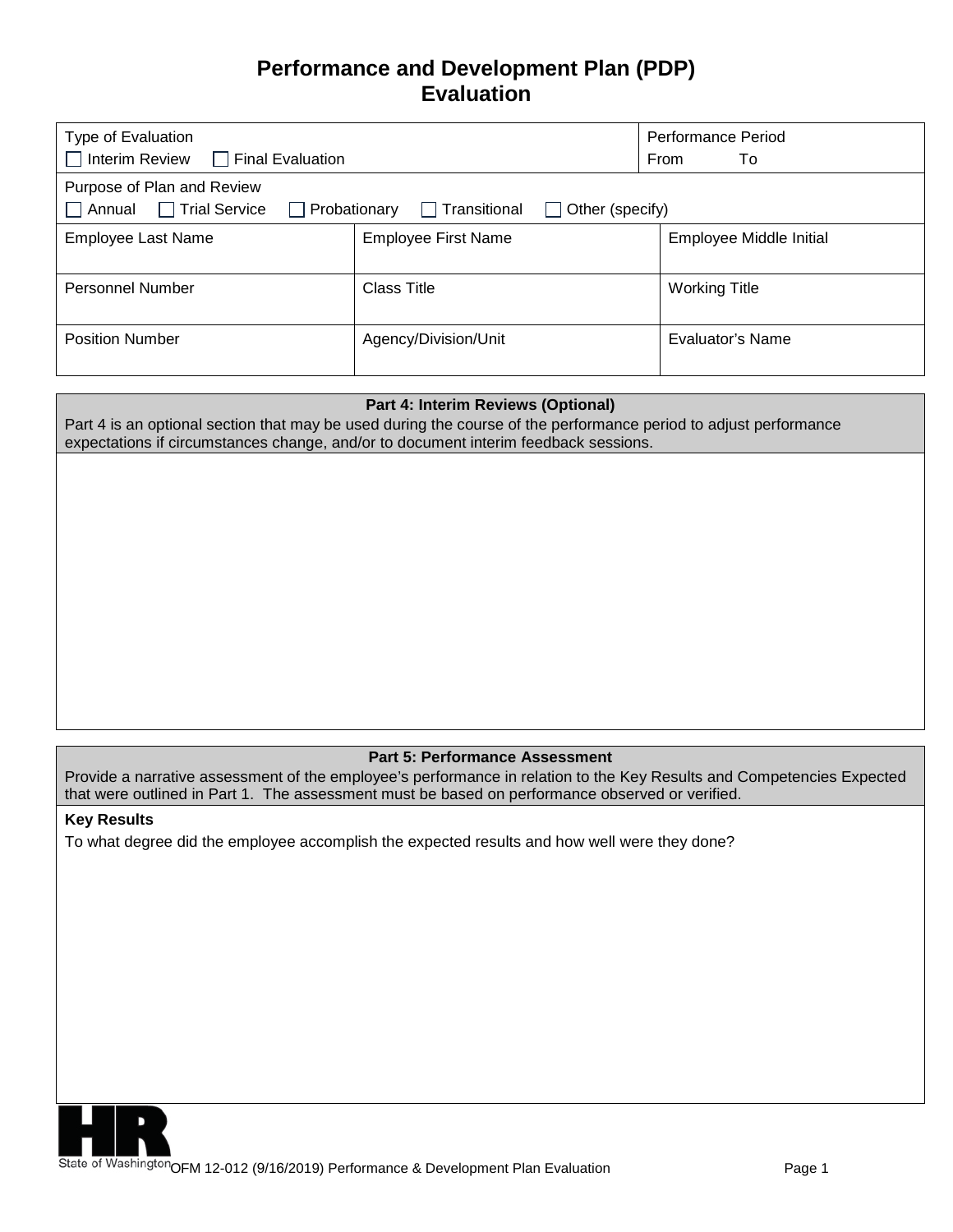# Performance and Development Plan (PDP) Evaluation

| Type of Evaluation | | Performance Period |
|---|---|---|
| ☐ Interim Review ☐ Final Evaluation | | From To |

| Purpose of Plan and Review |
|---|
| ☐ Annual ☐ Trial Service ☐ Probationary ☐ Transitional ☐ Other (specify) |

| Employee Last Name | Employee First Name | Employee Middle Initial |
|---|---|---|
| Personnel Number | Class Title | Working Title |
| Position Number | Agency/Division/Unit | Evaluator's Name |

**Part 4: Interim Reviews (Optional)**

Part 4 is an optional section that may be used during the course of the performance period to adjust performance expectations if circumstances change, and/or to document interim feedback sessions.

**Part 5: Performance Assessment**

Provide a narrative assessment of the employee's performance in relation to the Key Results and Competencies Expected that were outlined in Part 1. The assessment must be based on performance observed or verified.

**Key Results**

To what degree did the employee accomplish the expected results and how well were they done?

State of Washington OFM 12-012 (9/16/2019) Performance & Development Plan Evaluation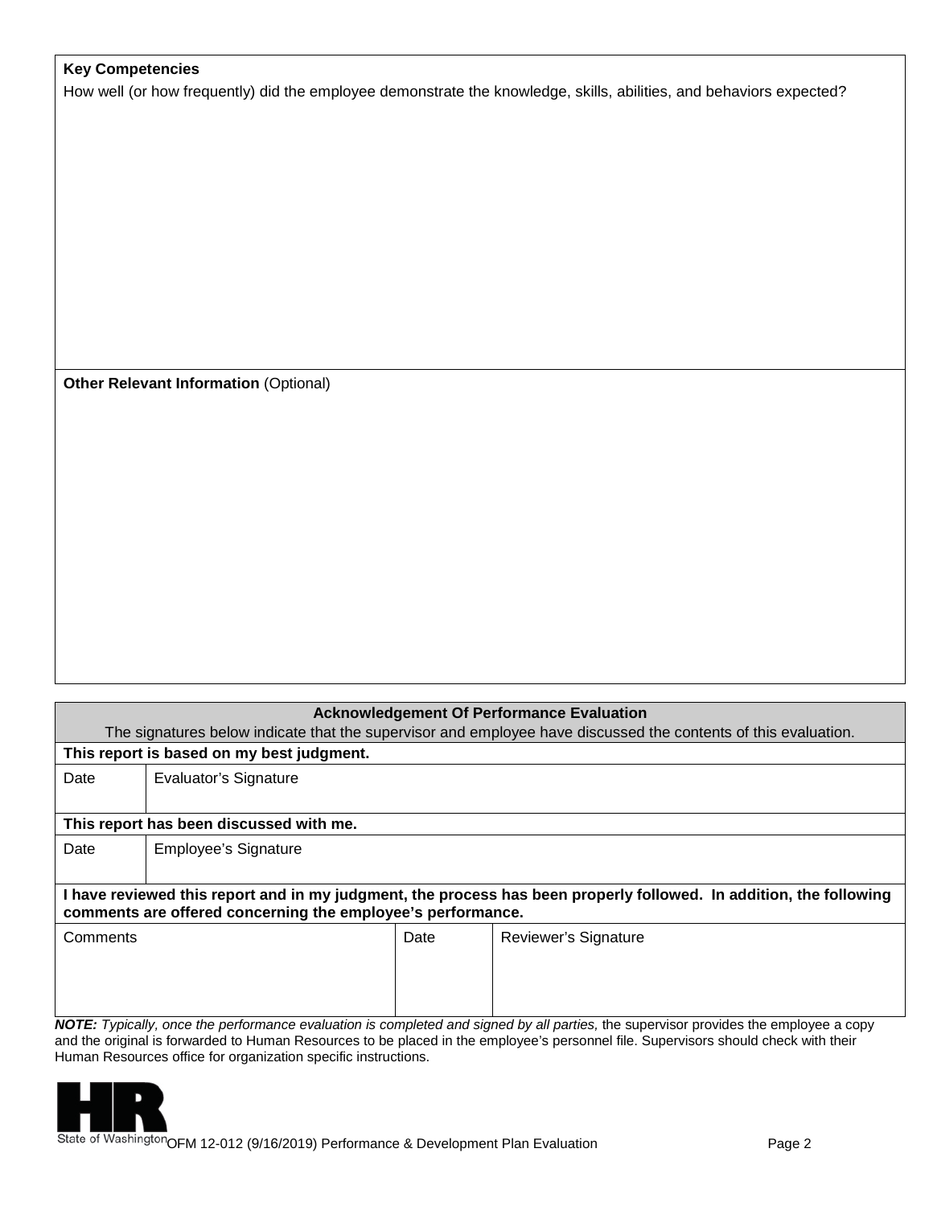**Key Competencies**

How well (or how frequently) did the employee demonstrate the knowledge, skills, abilities, and behaviors expected?

**Other Relevant Information** (Optional)

| Acknowledgement Of Performance Evaluation<br>The signatures below indicate that the supervisor and employee have discussed the contents of this evaluation. | | |
|---|---|---|
| **This report is based on my best judgment.** | | |
| Date | Evaluator's Signature | |
| **This report has been discussed with me.** | | |
| Date | Employee's Signature | |
| **I have reviewed this report and in my judgment, the process has been properly followed. In addition, the following comments are offered concerning the employee's performance.** | | |
| Comments | Date | Reviewer's Signature |

***NOTE:*** *Typically, once the performance evaluation is completed and signed by all parties,* the supervisor provides the employee a copy and the original is forwarded to Human Resources to be placed in the employee's personnel file. Supervisors should check with their Human Resources office for organization specific instructions.

HR State of Washington OFM 12-012 (9/16/2019) Performance & Development Plan Evaluation